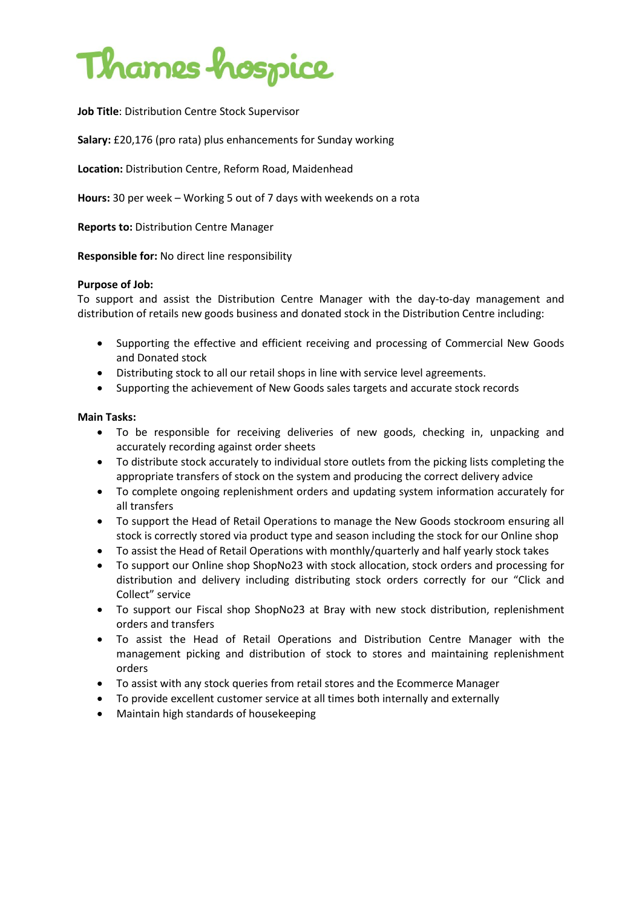# Thames hospice

**Job Title**: Distribution Centre Stock Supervisor

**Salary:** £20,176 (pro rata) plus enhancements for Sunday working

**Location:** Distribution Centre, Reform Road, Maidenhead

**Hours:** 30 per week – Working 5 out of 7 days with weekends on a rota

**Reports to:** Distribution Centre Manager

**Responsible for:** No direct line responsibility

**Purpose of Job:**

To support and assist the Distribution Centre Manager with the day-to-day management and distribution of retails new goods business and donated stock in the Distribution Centre including:

- Supporting the effective and efficient receiving and processing of Commercial New Goods and Donated stock
- Distributing stock to all our retail shops in line with service level agreements.
- Supporting the achievement of New Goods sales targets and accurate stock records

**Main Tasks:**

- To be responsible for receiving deliveries of new goods, checking in, unpacking and accurately recording against order sheets
- To distribute stock accurately to individual store outlets from the picking lists completing the appropriate transfers of stock on the system and producing the correct delivery advice
- To complete ongoing replenishment orders and updating system information accurately for all transfers
- To support the Head of Retail Operations to manage the New Goods stockroom ensuring all stock is correctly stored via product type and season including the stock for our Online shop
- To assist the Head of Retail Operations with monthly/quarterly and half yearly stock takes
- To support our Online shop ShopNo23 with stock allocation, stock orders and processing for distribution and delivery including distributing stock orders correctly for our "Click and Collect" service
- To support our Fiscal shop ShopNo23 at Bray with new stock distribution, replenishment orders and transfers
- To assist the Head of Retail Operations and Distribution Centre Manager with the management picking and distribution of stock to stores and maintaining replenishment orders
- To assist with any stock queries from retail stores and the Ecommerce Manager
- To provide excellent customer service at all times both internally and externally
- Maintain high standards of housekeeping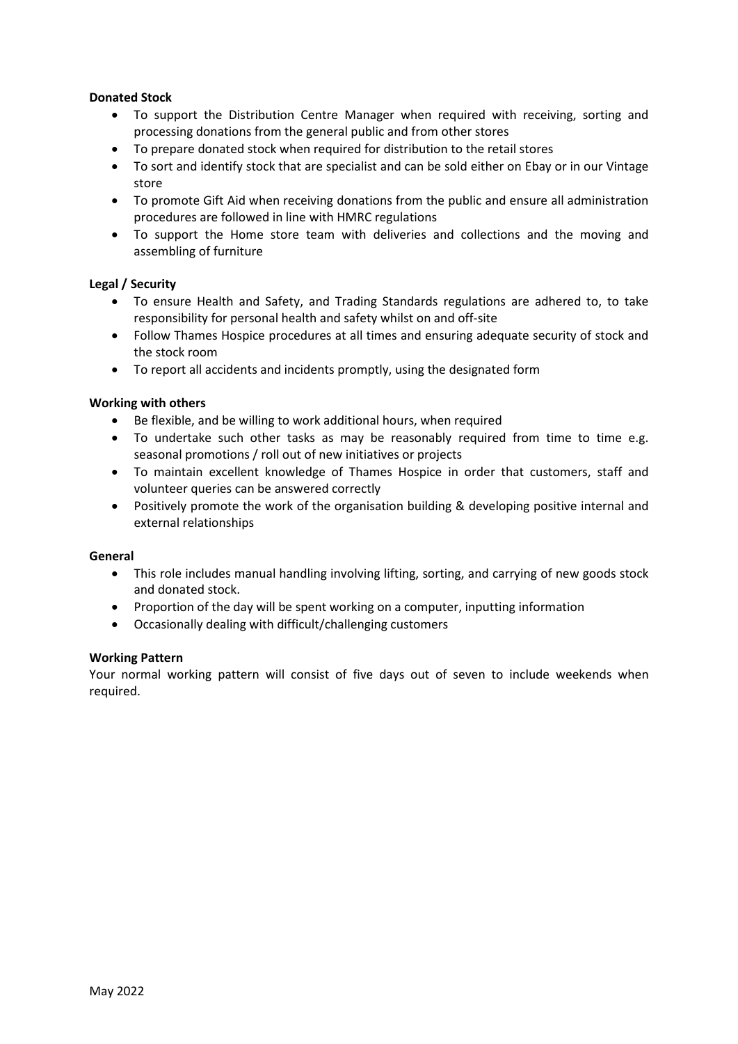**Donated Stock**

- To support the Distribution Centre Manager when required with receiving, sorting and processing donations from the general public and from other stores
- To prepare donated stock when required for distribution to the retail stores
- To sort and identify stock that are specialist and can be sold either on Ebay or in our Vintage store
- To promote Gift Aid when receiving donations from the public and ensure all administration procedures are followed in line with HMRC regulations
- To support the Home store team with deliveries and collections and the moving and assembling of furniture

**Legal / Security**

- To ensure Health and Safety, and Trading Standards regulations are adhered to, to take responsibility for personal health and safety whilst on and off-site
- Follow Thames Hospice procedures at all times and ensuring adequate security of stock and the stock room
- To report all accidents and incidents promptly, using the designated form

**Working with others**

- Be flexible, and be willing to work additional hours, when required
- To undertake such other tasks as may be reasonably required from time to time e.g. seasonal promotions / roll out of new initiatives or projects
- To maintain excellent knowledge of Thames Hospice in order that customers, staff and volunteer queries can be answered correctly
- Positively promote the work of the organisation building & developing positive internal and external relationships

**General**

- This role includes manual handling involving lifting, sorting, and carrying of new goods stock and donated stock.
- Proportion of the day will be spent working on a computer, inputting information
- Occasionally dealing with difficult/challenging customers

**Working Pattern**

Your normal working pattern will consist of five days out of seven to include weekends when required.

May 2022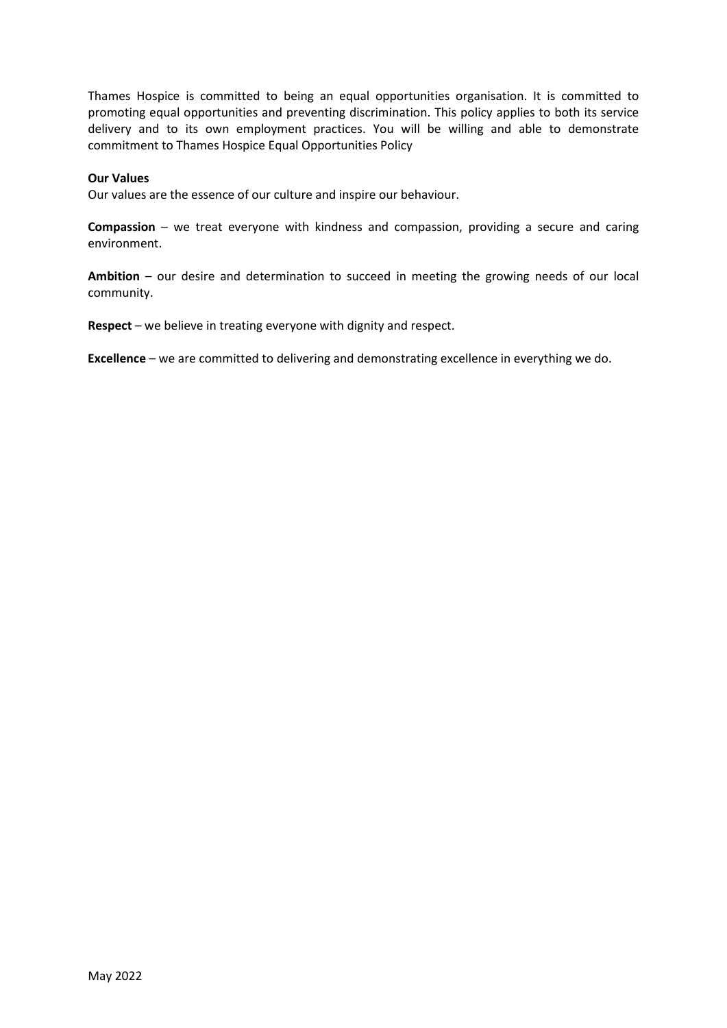Thames Hospice is committed to being an equal opportunities organisation. It is committed to promoting equal opportunities and preventing discrimination. This policy applies to both its service delivery and to its own employment practices. You will be willing and able to demonstrate commitment to Thames Hospice Equal Opportunities Policy

**Our Values**

Our values are the essence of our culture and inspire our behaviour.

**Compassion** – we treat everyone with kindness and compassion, providing a secure and caring environment.

**Ambition** – our desire and determination to succeed in meeting the growing needs of our local community.

**Respect** – we believe in treating everyone with dignity and respect.

**Excellence** – we are committed to delivering and demonstrating excellence in everything we do.

May 2022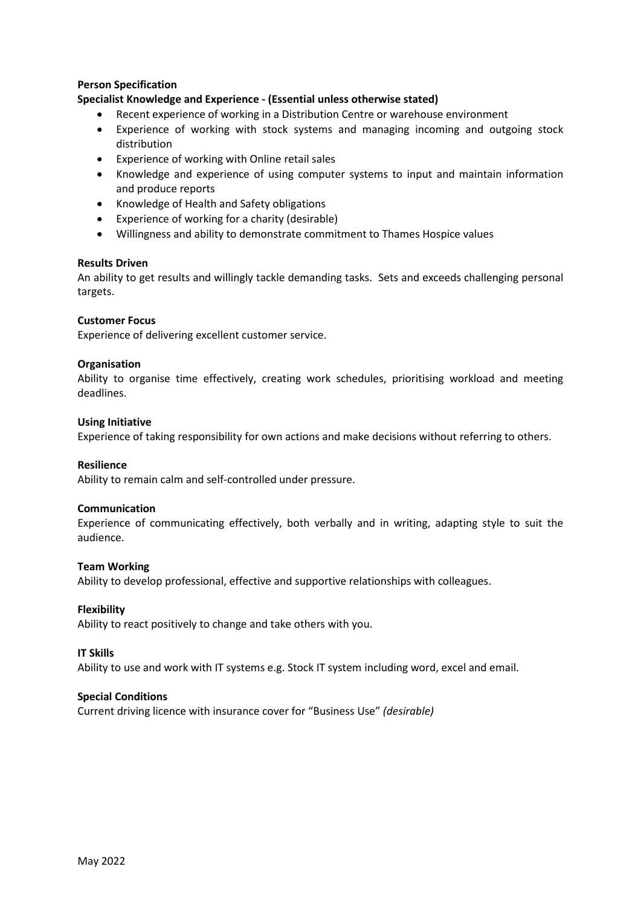**Person Specification**

**Specialist Knowledge and Experience - (Essential unless otherwise stated)**

- Recent experience of working in a Distribution Centre or warehouse environment
- Experience of working with stock systems and managing incoming and outgoing stock distribution
- Experience of working with Online retail sales
- Knowledge and experience of using computer systems to input and maintain information and produce reports
- Knowledge of Health and Safety obligations
- Experience of working for a charity (desirable)
- Willingness and ability to demonstrate commitment to Thames Hospice values

**Results Driven**

An ability to get results and willingly tackle demanding tasks. Sets and exceeds challenging personal targets.

**Customer Focus**

Experience of delivering excellent customer service.

**Organisation**

Ability to organise time effectively, creating work schedules, prioritising workload and meeting deadlines.

**Using Initiative**

Experience of taking responsibility for own actions and make decisions without referring to others.

**Resilience**

Ability to remain calm and self-controlled under pressure.

**Communication**

Experience of communicating effectively, both verbally and in writing, adapting style to suit the audience.

**Team Working**

Ability to develop professional, effective and supportive relationships with colleagues.

**Flexibility**

Ability to react positively to change and take others with you.

**IT Skills**

Ability to use and work with IT systems e.g. Stock IT system including word, excel and email.

**Special Conditions**

Current driving licence with insurance cover for "Business Use" *(desirable)*

May 2022